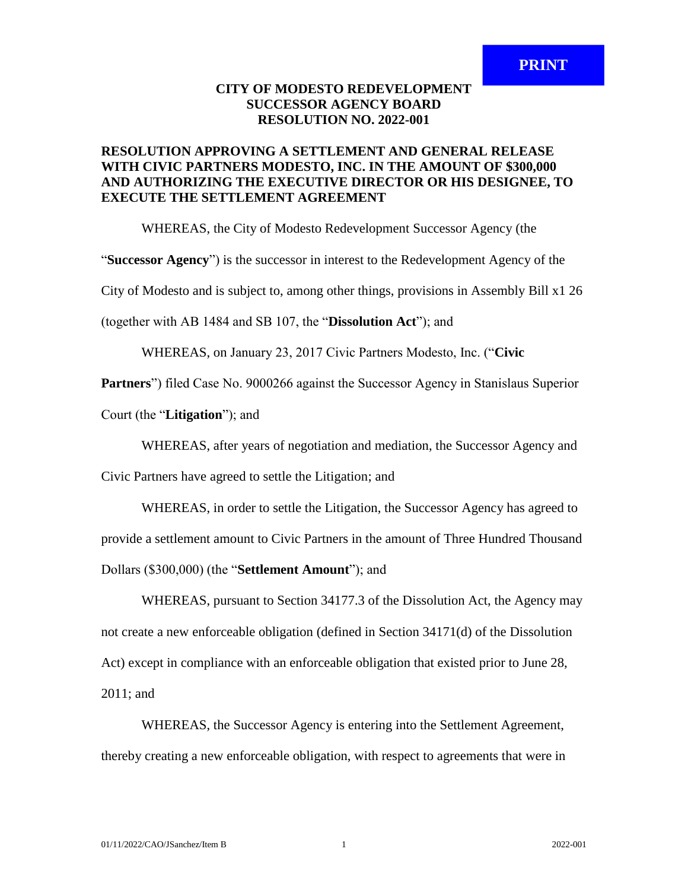# CITY OF MODESTO REDEVELOPMENT SUCCESSOR AGENCY BOARD RESOLUTION NO. 2022-001

## RESOLUTION APPROVING A SETTLEMENT AND GENERAL RELEASE WITH CIVIC PARTNERS MODESTO, INC. IN THE AMOUNT OF $300,000 AND AUTHORIZING THE EXECUTIVE DIRECTOR OR HIS DESIGNEE, TO EXECUTE THE SETTLEMENT AGREEMENT

WHEREAS, the City of Modesto Redevelopment Successor Agency (the "**Successor Agency**") is the successor in interest to the Redevelopment Agency of the City of Modesto and is subject to, among other things, provisions in Assembly Bill x1 26 (together with AB 1484 and SB 107, the "**Dissolution Act**"); and

WHEREAS, on January 23, 2017 Civic Partners Modesto, Inc. ("**Civic Partners**") filed Case No. 9000266 against the Successor Agency in Stanislaus Superior Court (the "**Litigation**"); and

WHEREAS, after years of negotiation and mediation, the Successor Agency and Civic Partners have agreed to settle the Litigation; and

WHEREAS, in order to settle the Litigation, the Successor Agency has agreed to provide a settlement amount to Civic Partners in the amount of Three Hundred Thousand Dollars ($300,000) (the "**Settlement Amount**"); and

WHEREAS, pursuant to Section 34177.3 of the Dissolution Act, the Agency may not create a new enforceable obligation (defined in Section 34171(d) of the Dissolution Act) except in compliance with an enforceable obligation that existed prior to June 28, 2011; and

WHEREAS, the Successor Agency is entering into the Settlement Agreement, thereby creating a new enforceable obligation, with respect to agreements that were in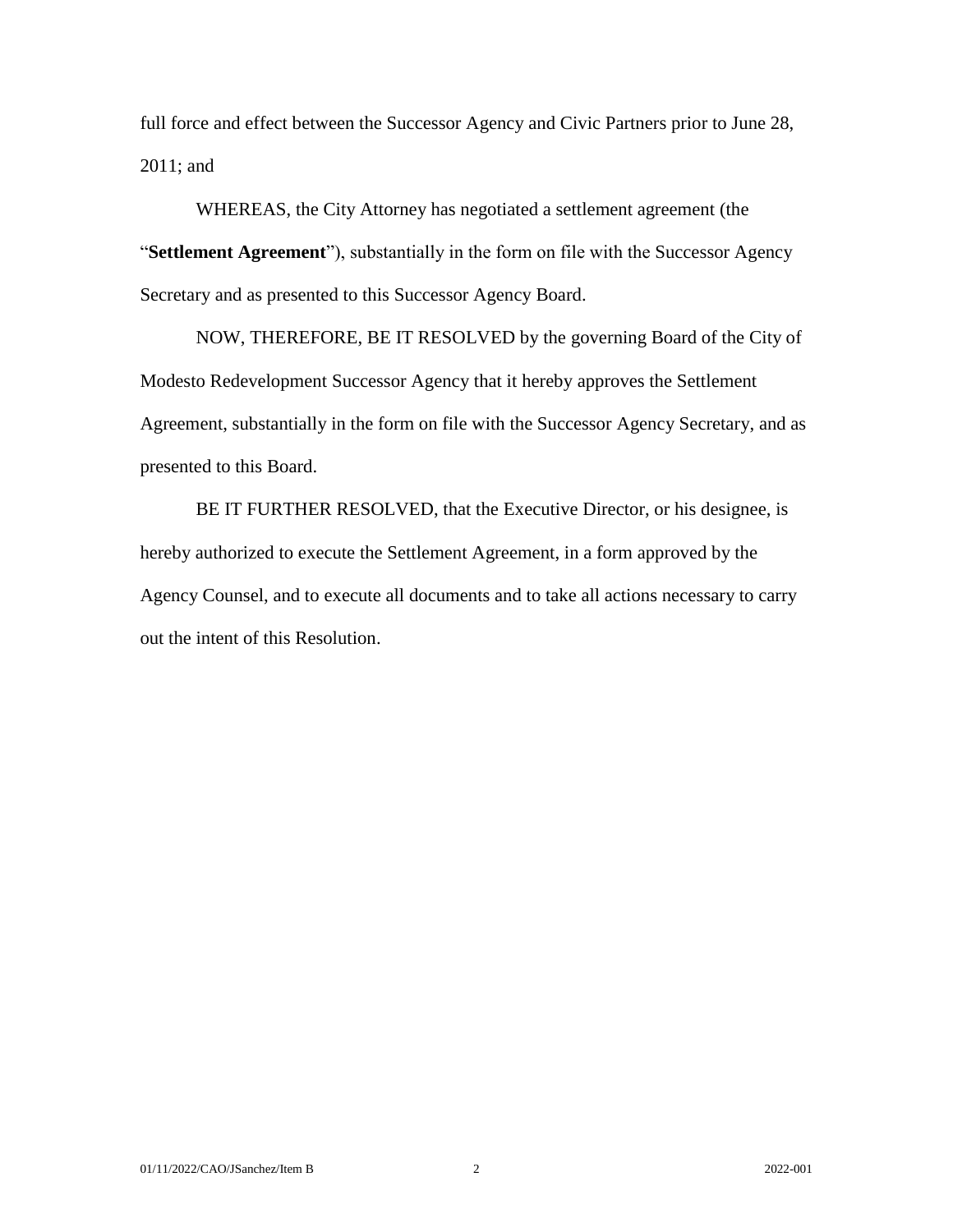full force and effect between the Successor Agency and Civic Partners prior to June 28, 2011; and

WHEREAS, the City Attorney has negotiated a settlement agreement (the "**Settlement Agreement**"), substantially in the form on file with the Successor Agency Secretary and as presented to this Successor Agency Board.

NOW, THEREFORE, BE IT RESOLVED by the governing Board of the City of Modesto Redevelopment Successor Agency that it hereby approves the Settlement Agreement, substantially in the form on file with the Successor Agency Secretary, and as presented to this Board.

BE IT FURTHER RESOLVED, that the Executive Director, or his designee, is hereby authorized to execute the Settlement Agreement, in a form approved by the Agency Counsel, and to execute all documents and to take all actions necessary to carry out the intent of this Resolution.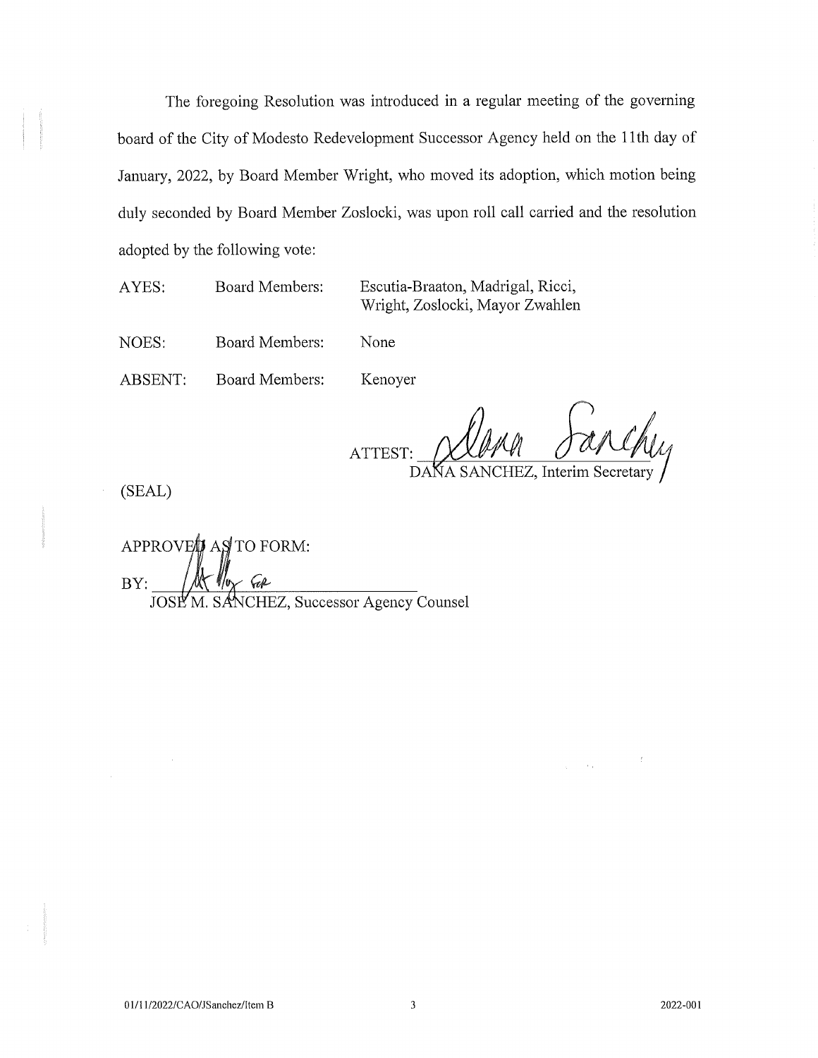The foregoing Resolution was introduced in a regular meeting of the governing board of the City of Modesto Redevelopment Successor Agency held on the 11th day of January, 2022, by Board Member Wright, who moved its adoption, which motion being duly seconded by Board Member Zoslocki, was upon roll call carried and the resolution adopted by the following vote:

| | | |
|---|---|---|
| AYES: | Board Members: | Escutia-Braaton, Madrigal, Ricci, Wright, Zoslocki, Mayor Zwahlen |
| NOES: | Board Members: | None |
| ABSENT: | Board Members: | Kenoyer |

ATTEST: Dana Sanchez
DANA SANCHEZ, Interim Secretary

(SEAL)

APPROVED AS TO FORM:

BY: _____ for
JOSE M. SANCHEZ, Successor Agency Counsel

01/11/2022/CAO/JSanchez/Item B 2022-001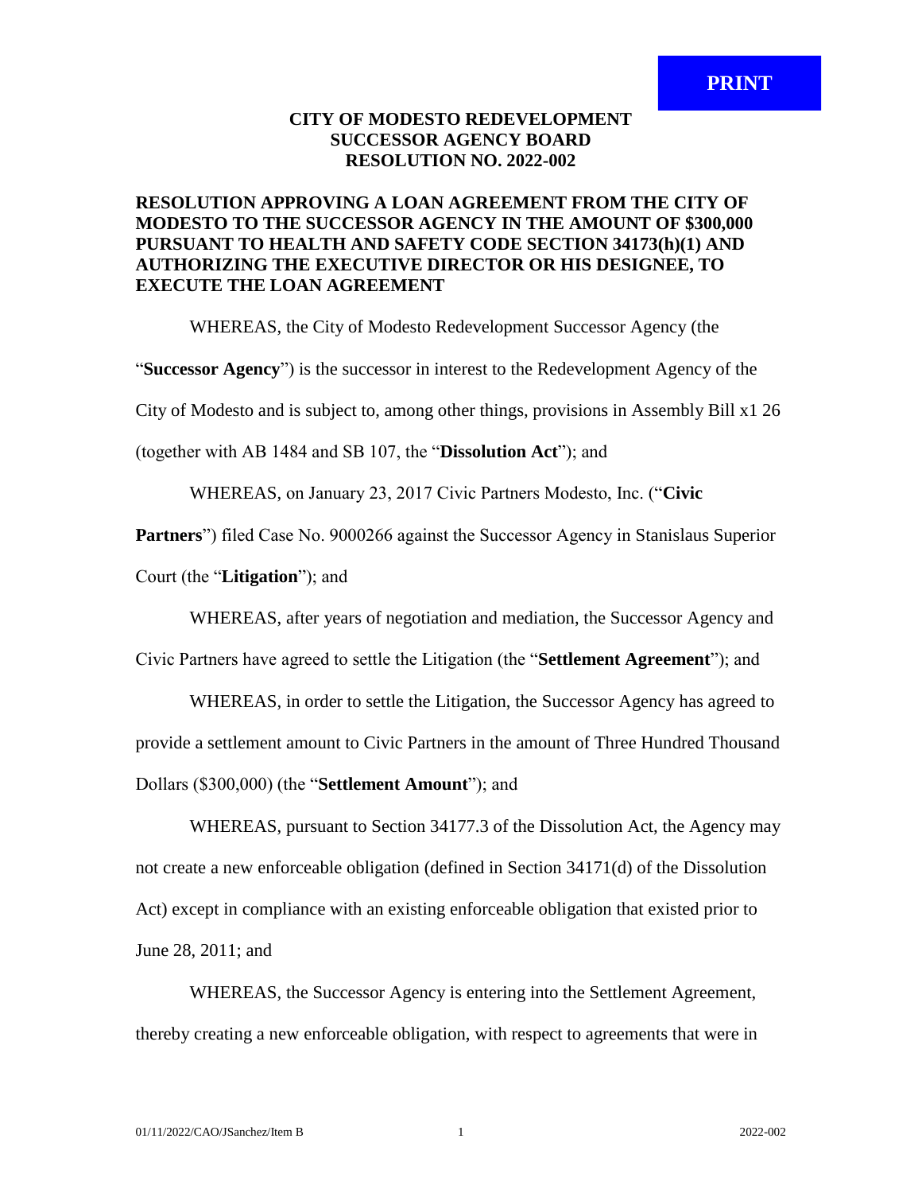**CITY OF MODESTO REDEVELOPMENT SUCCESSOR AGENCY BOARD RESOLUTION NO. 2022-002**

**RESOLUTION APPROVING A LOAN AGREEMENT FROM THE CITY OF MODESTO TO THE SUCCESSOR AGENCY IN THE AMOUNT OF $300,000 PURSUANT TO HEALTH AND SAFETY CODE SECTION 34173(h)(1) AND AUTHORIZING THE EXECUTIVE DIRECTOR OR HIS DESIGNEE, TO EXECUTE THE LOAN AGREEMENT**

WHEREAS, the City of Modesto Redevelopment Successor Agency (the "**Successor Agency**") is the successor in interest to the Redevelopment Agency of the City of Modesto and is subject to, among other things, provisions in Assembly Bill x1 26 (together with AB 1484 and SB 107, the "**Dissolution Act**"); and

WHEREAS, on January 23, 2017 Civic Partners Modesto, Inc. ("**Civic Partners**") filed Case No. 9000266 against the Successor Agency in Stanislaus Superior Court (the "**Litigation**"); and

WHEREAS, after years of negotiation and mediation, the Successor Agency and Civic Partners have agreed to settle the Litigation (the "**Settlement Agreement**"); and

WHEREAS, in order to settle the Litigation, the Successor Agency has agreed to provide a settlement amount to Civic Partners in the amount of Three Hundred Thousand Dollars ($300,000) (the "**Settlement Amount**"); and

WHEREAS, pursuant to Section 34177.3 of the Dissolution Act, the Agency may not create a new enforceable obligation (defined in Section 34171(d) of the Dissolution Act) except in compliance with an existing enforceable obligation that existed prior to June 28, 2011; and

WHEREAS, the Successor Agency is entering into the Settlement Agreement, thereby creating a new enforceable obligation, with respect to agreements that were in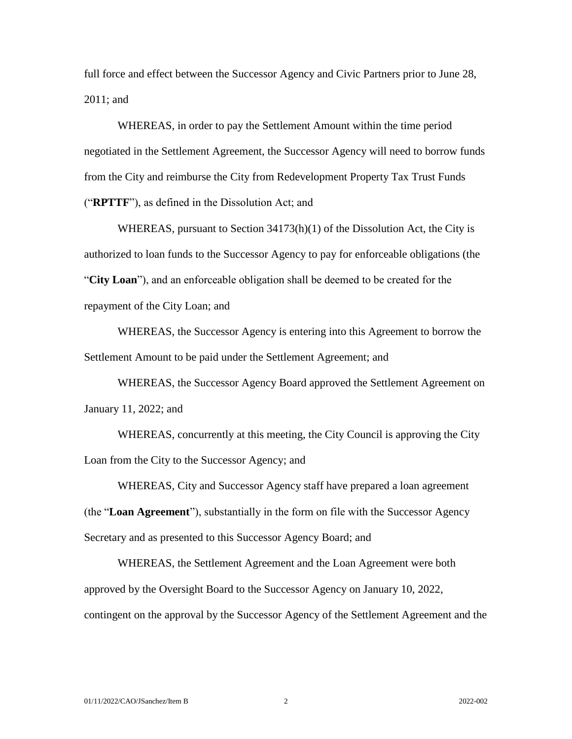full force and effect between the Successor Agency and Civic Partners prior to June 28, 2011; and

WHEREAS, in order to pay the Settlement Amount within the time period negotiated in the Settlement Agreement, the Successor Agency will need to borrow funds from the City and reimburse the City from Redevelopment Property Tax Trust Funds ("**RPTTF**"), as defined in the Dissolution Act; and

WHEREAS, pursuant to Section 34173(h)(1) of the Dissolution Act, the City is authorized to loan funds to the Successor Agency to pay for enforceable obligations (the "**City Loan**"), and an enforceable obligation shall be deemed to be created for the repayment of the City Loan; and

WHEREAS, the Successor Agency is entering into this Agreement to borrow the Settlement Amount to be paid under the Settlement Agreement; and

WHEREAS, the Successor Agency Board approved the Settlement Agreement on January 11, 2022; and

WHEREAS, concurrently at this meeting, the City Council is approving the City Loan from the City to the Successor Agency; and

WHEREAS, City and Successor Agency staff have prepared a loan agreement (the "**Loan Agreement**"), substantially in the form on file with the Successor Agency Secretary and as presented to this Successor Agency Board; and

WHEREAS, the Settlement Agreement and the Loan Agreement were both approved by the Oversight Board to the Successor Agency on January 10, 2022, contingent on the approval by the Successor Agency of the Settlement Agreement and the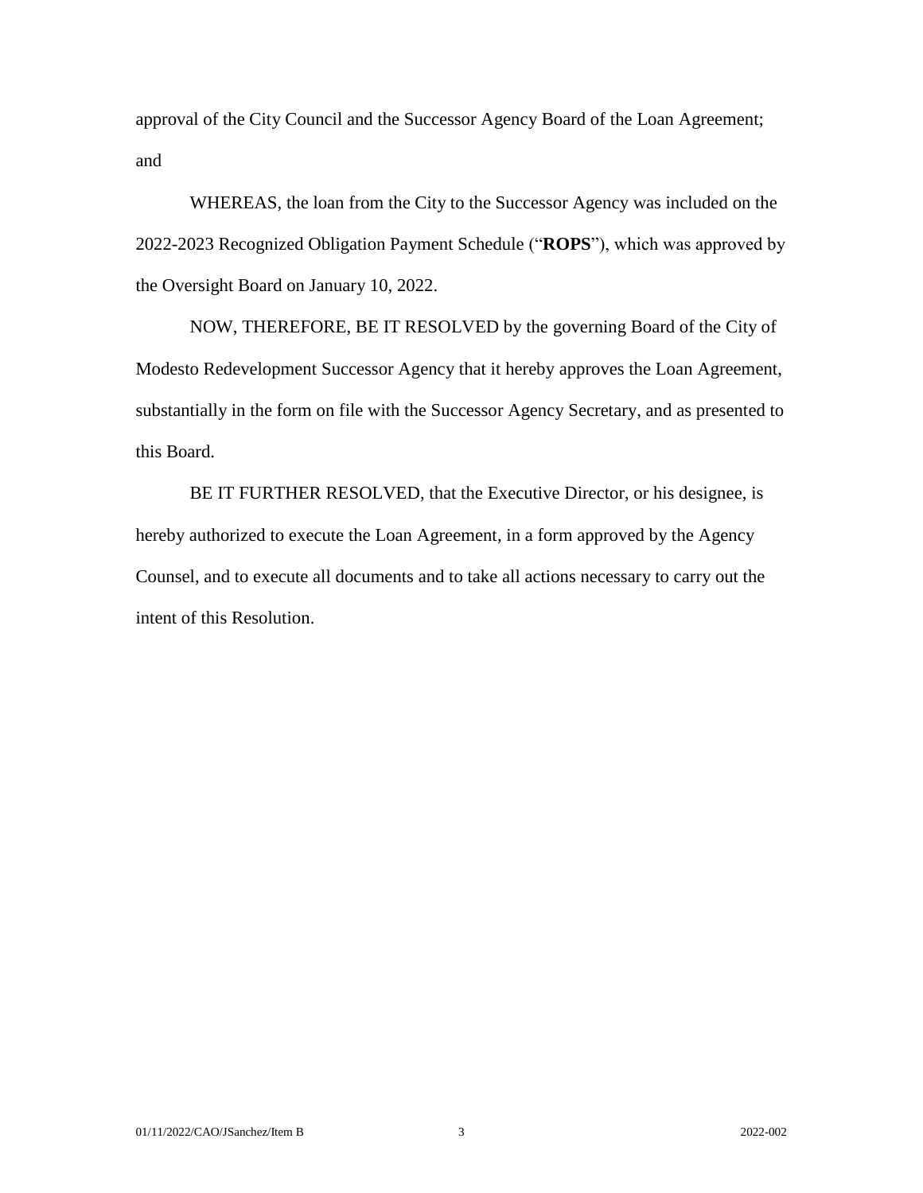approval of the City Council and the Successor Agency Board of the Loan Agreement; and

WHEREAS, the loan from the City to the Successor Agency was included on the 2022-2023 Recognized Obligation Payment Schedule ("**ROPS**"), which was approved by the Oversight Board on January 10, 2022.

NOW, THEREFORE, BE IT RESOLVED by the governing Board of the City of Modesto Redevelopment Successor Agency that it hereby approves the Loan Agreement, substantially in the form on file with the Successor Agency Secretary, and as presented to this Board.

BE IT FURTHER RESOLVED, that the Executive Director, or his designee, is hereby authorized to execute the Loan Agreement, in a form approved by the Agency Counsel, and to execute all documents and to take all actions necessary to carry out the intent of this Resolution.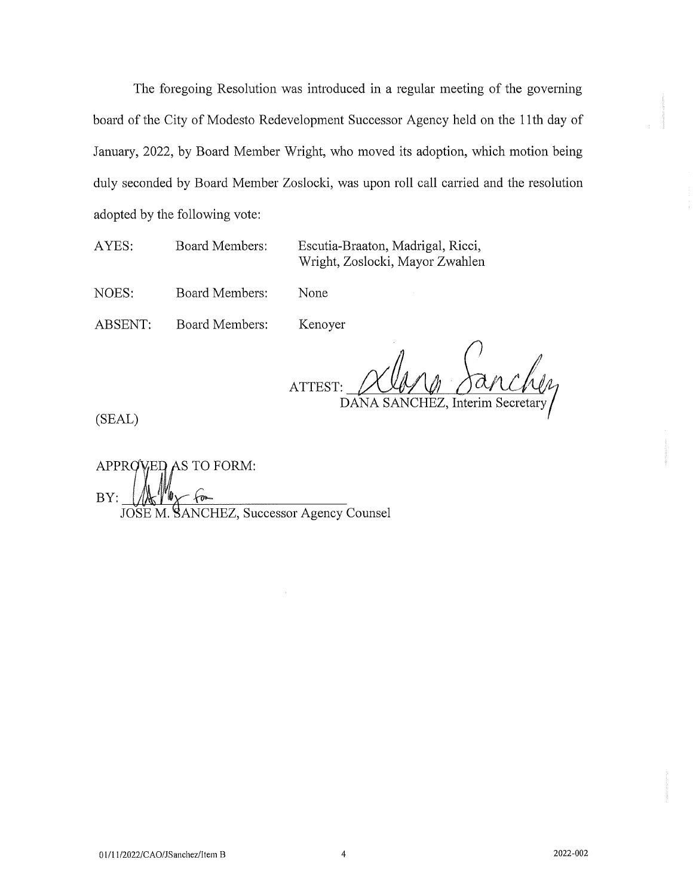The foregoing Resolution was introduced in a regular meeting of the governing board of the City of Modesto Redevelopment Successor Agency held on the 11th day of January, 2022, by Board Member Wright, who moved its adoption, which motion being duly seconded by Board Member Zoslocki, was upon roll call carried and the resolution adopted by the following vote:

| | | |
|---|---|---|
| AYES: | Board Members: | Escutia-Braaton, Madrigal, Ricci, Wright, Zoslocki, Mayor Zwahlen |
| NOES: | Board Members: | None |
| ABSENT: | Board Members: | Kenoyer |

ATTEST: Dana Sanchez
DANA SANCHEZ, Interim Secretary

(SEAL)

APPROVED AS TO FORM:

BY: for
JOSE M. SANCHEZ, Successor Agency Counsel

01/11/2022/CAO/JSanchez/Item B 2022-002